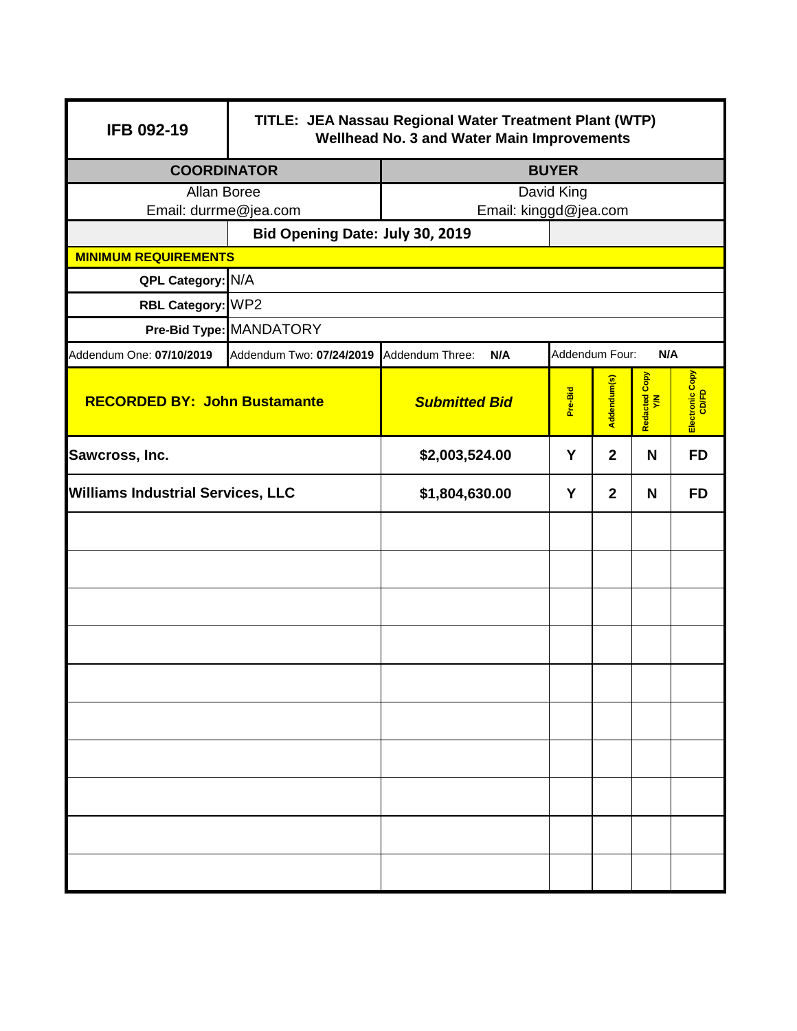| IFB 092-19 | TITLE: JEA Nassau Regional Water Treatment Plant (WTP) Wellhead No. 3 and Water Main Improvements | | | | | |
|---|---|---|---|---|---|---|
| **COORDINATOR** | | **BUYER** | | | | |
| Allan Boree<br>Email: durrme@jea.com | | David King<br>Email: kinggd@jea.com | | | | |
| | **Bid Opening Date: July 30, 2019** | | | | | |
| **MINIMUM REQUIREMENTS** | | | | | | |
| **QPL Category:** | N/A | | | | | |
| **RBL Category:** | WP2 | | | | | |
| **Pre-Bid Type:** | MANDATORY | | | | | |
| Addendum One: **07/10/2019** | Addendum Two: **07/24/2019** | Addendum Three: **N/A** | Addendum Four: **N/A** | | | |
| **RECORDED BY: John Bustamante** | | ***Submitted Bid*** | **Pre-Bid** | **Addendum(s)** | **Redacted Copy Y/N** | **Electronic Copy CD/FD** |
| **Sawcross, Inc.** | | **$2,003,524.00** | **Y** | **2** | **N** | **FD** |
| **Williams Industrial Services, LLC** | | **$1,804,630.00** | **Y** | **2** | **N** | **FD** |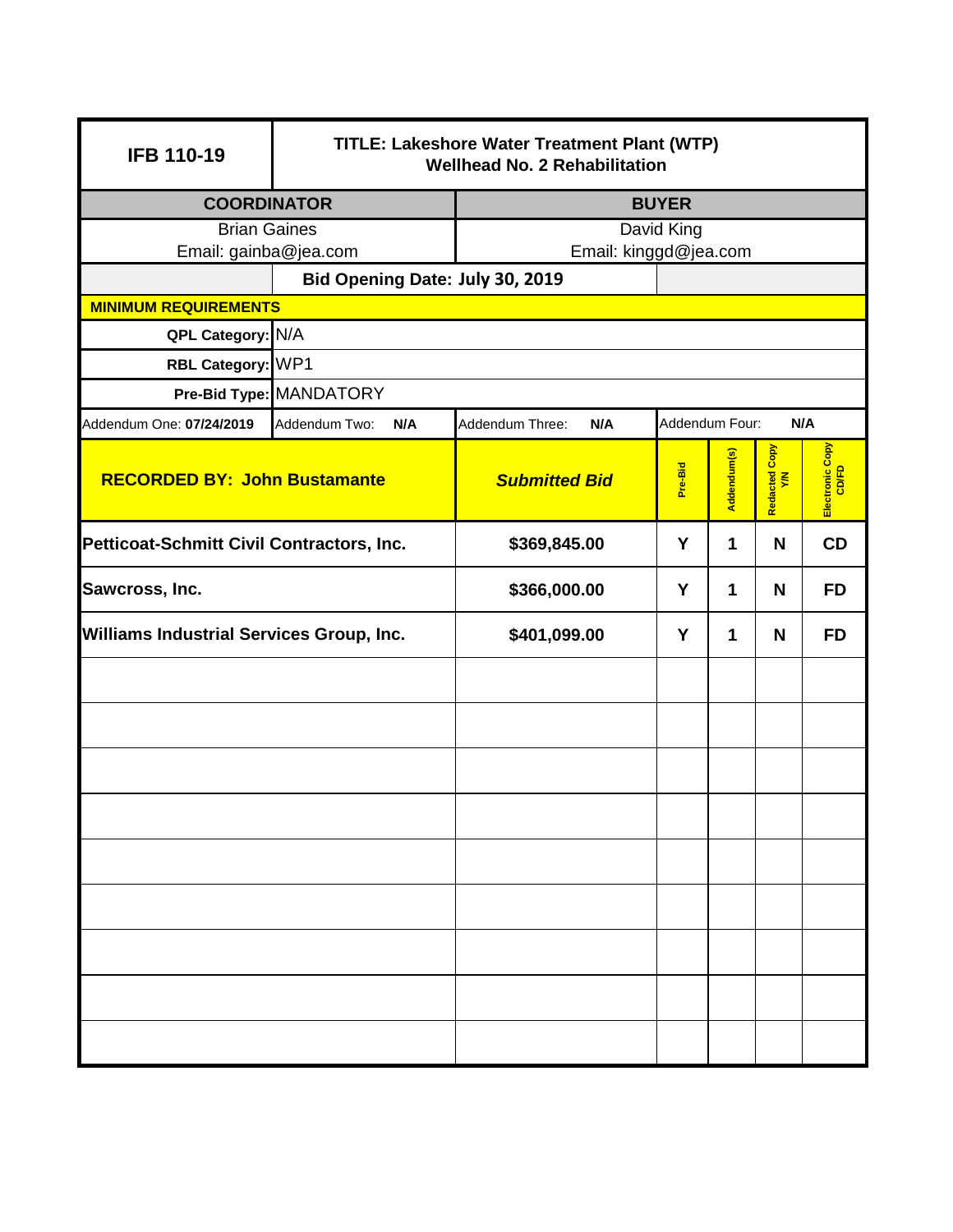| IFB 110-19 | TITLE: Lakeshore Water Treatment Plant (WTP) Wellhead No. 2 Rehabilitation | | | | | |
|---|---|---|---|---|---|---|
| **COORDINATOR** | | **BUYER** | | | | |
| Brian Gaines<br>Email: gainba@jea.com | | David King<br>Email: kinggd@jea.com | | | | |
| | **Bid Opening Date: July 30, 2019** | | | | | |
| **MINIMUM REQUIREMENTS** | | | | | | |
| **QPL Category:** | N/A | | | | | |
| **RBL Category:** | WP1 | | | | | |
| **Pre-Bid Type:** | MANDATORY | | | | | |
| Addendum One: **07/24/2019** | Addendum Two: **N/A** | Addendum Three: **N/A** | Addendum Four: **N/A** | | | |
| **RECORDED BY: John Bustamante** | | ***Submitted Bid*** | **Pre-Bid** | **Addendum(s)** | **Redacted Copy Y/N** | **Electronic Copy CD/FD** |
| **Petticoat-Schmitt Civil Contractors, Inc.** | | **$369,845.00** | **Y** | **1** | **N** | **CD** |
| **Sawcross, Inc.** | | **$366,000.00** | **Y** | **1** | **N** | **FD** |
| **Williams Industrial Services Group, Inc.** | | **$401,099.00** | **Y** | **1** | **N** | **FD** |
| | | | | | | |
| | | | | | | |
| | | | | | | |
| | | | | | | |
| | | | | | | |
| | | | | | | |
| | | | | | | |
| | | | | | | |
| | | | | | | |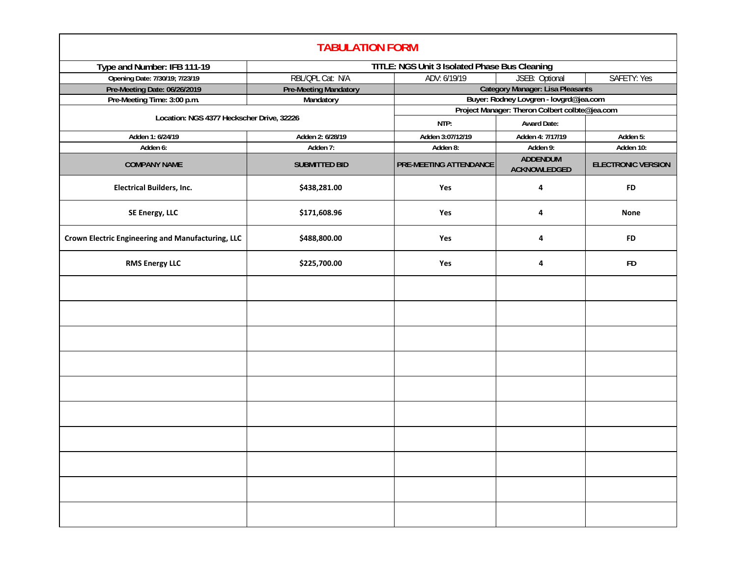# TABULATION FORM

| Type and Number: IFB 111-19 | TITLE: NGS Unit 3 Isolated Phase Bus Cleaning | | | |
|---|---|---|---|---|
| Opening Date: 7/30/19; 7/23/19 | RBL/QPL Cat: N/A | ADV: 6/19/19 | JSEB: Optional | SAFETY: Yes |
| Pre-Meeting Date: 06/26/2019 | Pre-Meeting Mandatory | Category Manager: Lisa Pleasants | | |
| Pre-Meeting Time: 3:00 p.m. | Mandatory | Buyer: Rodney Lovgren - lovgrd@jea.com | | |
| Location: NGS 4377 Heckscher Drive, 32226 | | Project Manager: Theron Colbert colbte@jea.com | | |
| | | NTP: | Award Date: | |
| Adden 1: 6/24/19 | Adden 2: 6/28/19 | Adden 3:07/12/19 | Adden 4: 7/17/19 | Adden 5: |
| Adden 6: | Adden 7: | Adden 8: | Adden 9: | Adden 10: |
| **COMPANY NAME** | **SUBMITTED BID** | **PRE-MEETING ATTENDANCE** | **ADDENDUM ACKNOWLEDGED** | **ELECTRONIC VERSION** |
| Electrical Builders, Inc. | $438,281.00 | Yes | 4 | FD |
| SE Energy, LLC | $171,608.96 | Yes | 4 | None |
| Crown Electric Engineering and Manufacturing, LLC | $488,800.00 | Yes | 4 | FD |
| RMS Energy LLC | $225,700.00 | Yes | 4 | FD |
| | | | | |
| | | | | |
| | | | | |
| | | | | |
| | | | | |
| | | | | |
| | | | | |
| | | | | |
| | | | | |
| | | | | |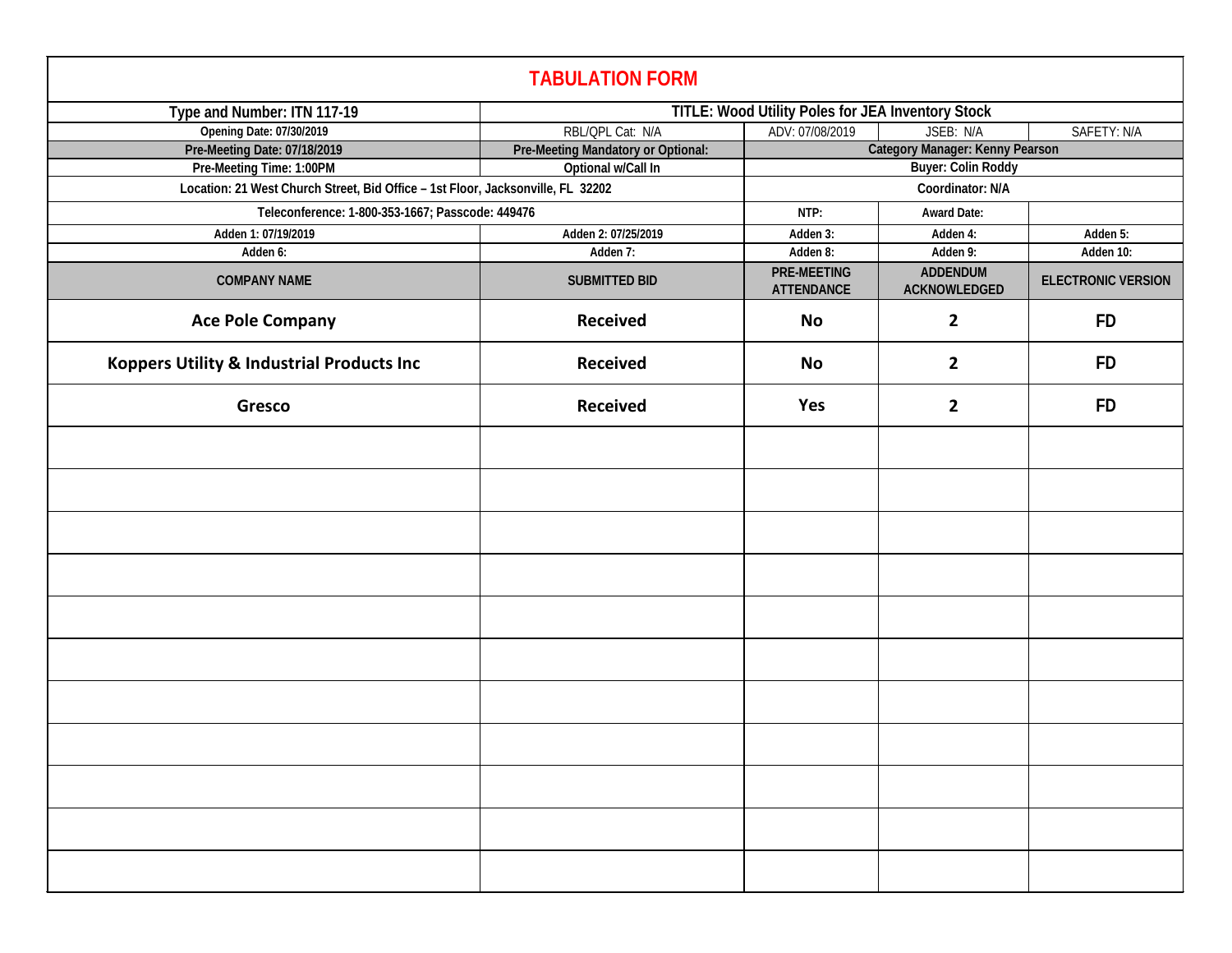# TABULATION FORM

| Type and Number: ITN 117-19 | TITLE: Wood Utility Poles for JEA Inventory Stock | | | |
|---|---|---|---|---|
| Opening Date: 07/30/2019 | RBL/QPL Cat: N/A | ADV: 07/08/2019 | JSEB: N/A | SAFETY: N/A |
| Pre-Meeting Date: 07/18/2019 | Pre-Meeting Mandatory or Optional: | Category Manager: Kenny Pearson | | |
| Pre-Meeting Time: 1:00PM | Optional w/Call In | Buyer: Colin Roddy | | |
| Location: 21 West Church Street, Bid Office – 1st Floor, Jacksonville, FL 32202 | | Coordinator: N/A | | |
| Teleconference: 1-800-353-1667; Passcode: 449476 | | NTP: | Award Date: | |
| Adden 1: 07/19/2019 | Adden 2: 07/25/2019 | Adden 3: | Adden 4: | Adden 5: |
| Adden 6: | Adden 7: | Adden 8: | Adden 9: | Adden 10: |
| **COMPANY NAME** | **SUBMITTED BID** | **PRE-MEETING ATTENDANCE** | **ADDENDUM ACKNOWLEDGED** | **ELECTRONIC VERSION** |
| **Ace Pole Company** | **Received** | **No** | **2** | **FD** |
| **Koppers Utility & Industrial Products Inc** | **Received** | **No** | **2** | **FD** |
| **Gresco** | **Received** | **Yes** | **2** | **FD** |
| | | | | |
| | | | | |
| | | | | |
| | | | | |
| | | | | |
| | | | | |
| | | | | |
| | | | | |
| | | | | |
| | | | | |
| | | | | |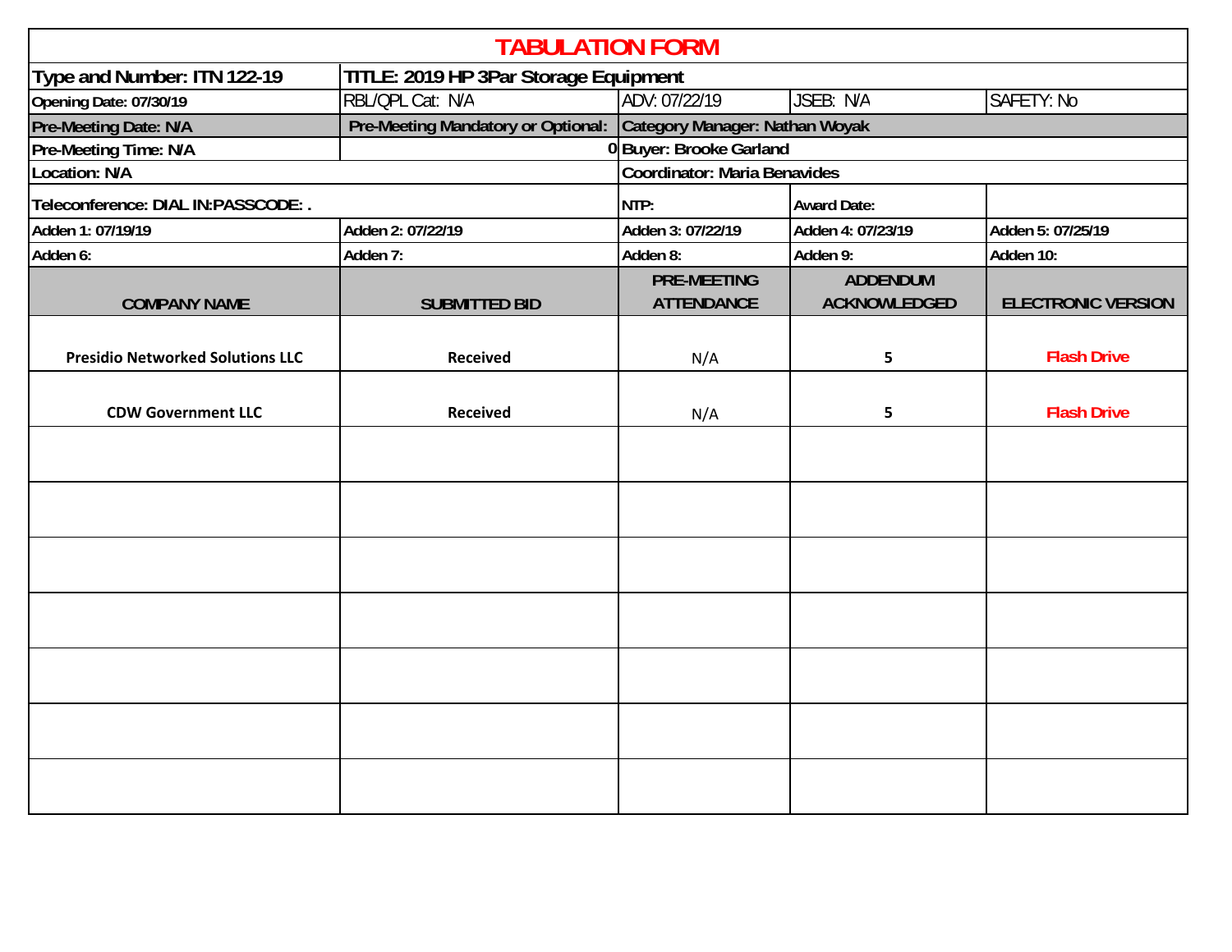# TABULATION FORM

| Type and Number: ITN 122-19 | TITLE: 2019 HP 3Par Storage Equipment | | | |
|---|---|---|---|---|
| Opening Date: 07/30/19 | RBL/QPL Cat: N/A | ADV: 07/22/19 | JSEB: N/A | SAFETY: No |
| Pre-Meeting Date: N/A | Pre-Meeting Mandatory or Optional: | Category Manager: Nathan Woyak | | |
| Pre-Meeting Time: N/A | 0 | Buyer: Brooke Garland | | |
| Location: N/A | | Coordinator: Maria Benavides | | |
| Teleconference: DIAL IN:PASSCODE: . | | NTP: | Award Date: | |
| Adden 1: 07/19/19 | Adden 2: 07/22/19 | Adden 3: 07/22/19 | Adden 4: 07/23/19 | Adden 5: 07/25/19 |
| Adden 6: | Adden 7: | Adden 8: | Adden 9: | Adden 10: |
| **COMPANY NAME** | **SUBMITTED BID** | **PRE-MEETING ATTENDANCE** | **ADDENDUM ACKNOWLEDGED** | **ELECTRONIC VERSION** |
| Presidio Networked Solutions LLC | Received | N/A | 5 | Flash Drive |
| CDW Government LLC | Received | N/A | 5 | Flash Drive |
| | | | | |
| | | | | |
| | | | | |
| | | | | |
| | | | | |
| | | | | |
| | | | | |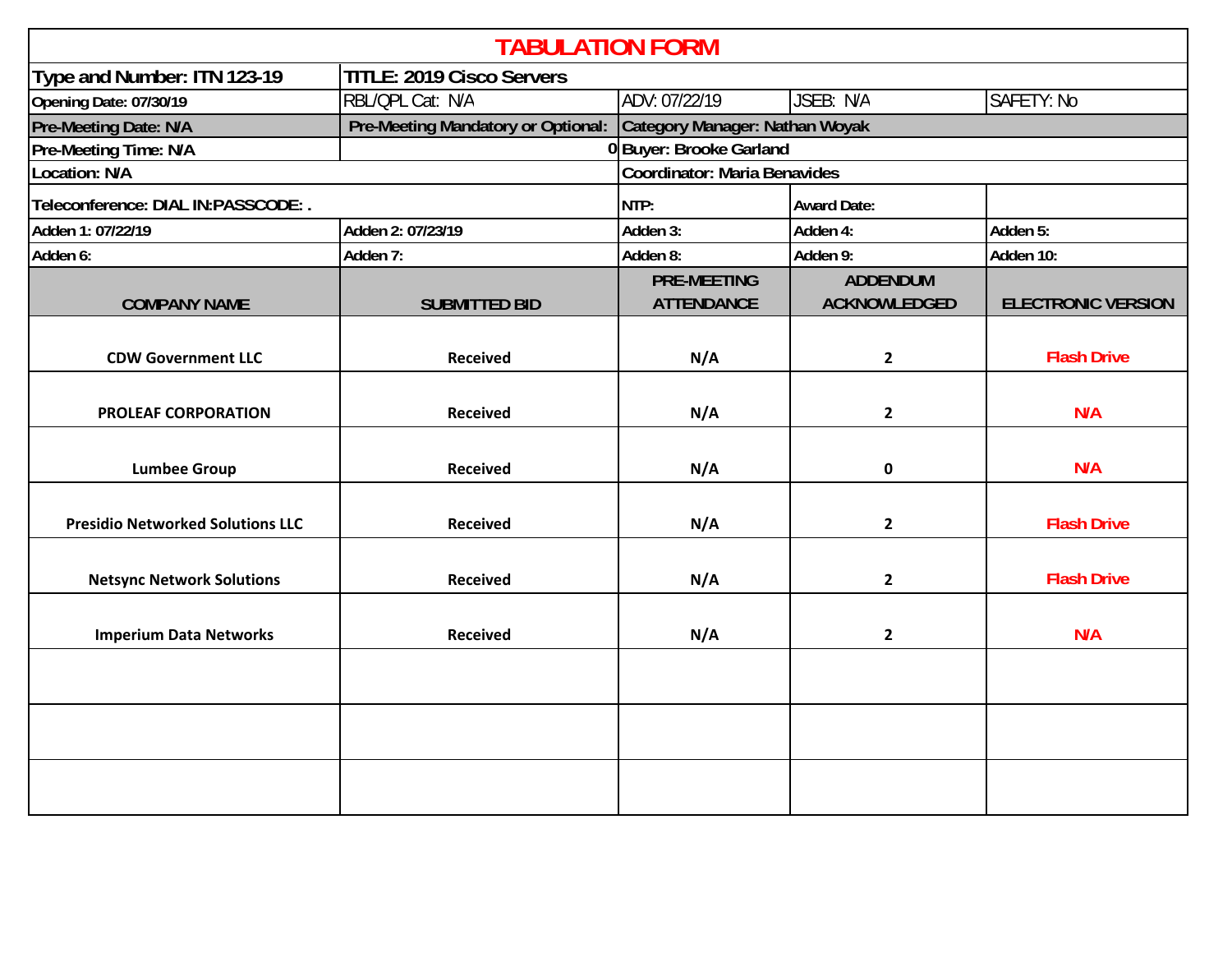# TABULATION FORM

| | | | | |
|---|---|---|---|---|
| **Type and Number: ITN 123-19** | **TITLE: 2019 Cisco Servers** | | | |
| **Opening Date: 07/30/19** | RBL/QPL Cat: N/A | ADV: 07/22/19 | JSEB: N/A | SAFETY: No |
| **Pre-Meeting Date: N/A** | **Pre-Meeting Mandatory or Optional:** | **Category Manager: Nathan Woyak** | | |
| **Pre-Meeting Time: N/A** | 0 | **Buyer: Brooke Garland** | | |
| **Location: N/A** | | **Coordinator: Maria Benavides** | | |
| **Teleconference: DIAL IN:PASSCODE: .** | | **NTP:** | **Award Date:** | |
| **Adden 1: 07/22/19** | **Adden 2: 07/23/19** | **Adden 3:** | **Adden 4:** | **Adden 5:** |
| **Adden 6:** | **Adden 7:** | **Adden 8:** | **Adden 9:** | **Adden 10:** |
| **COMPANY NAME** | **SUBMITTED BID** | **PRE-MEETING ATTENDANCE** | **ADDENDUM ACKNOWLEDGED** | **ELECTRONIC VERSION** |
| **CDW Government LLC** | **Received** | **N/A** | **2** | **Flash Drive** |
| **PROLEAF CORPORATION** | **Received** | **N/A** | **2** | **N/A** |
| **Lumbee Group** | **Received** | **N/A** | **0** | **N/A** |
| **Presidio Networked Solutions LLC** | **Received** | **N/A** | **2** | **Flash Drive** |
| **Netsync Network Solutions** | **Received** | **N/A** | **2** | **Flash Drive** |
| **Imperium Data Networks** | **Received** | **N/A** | **2** | **N/A** |
| | | | | |
| | | | | |
| | | | | |